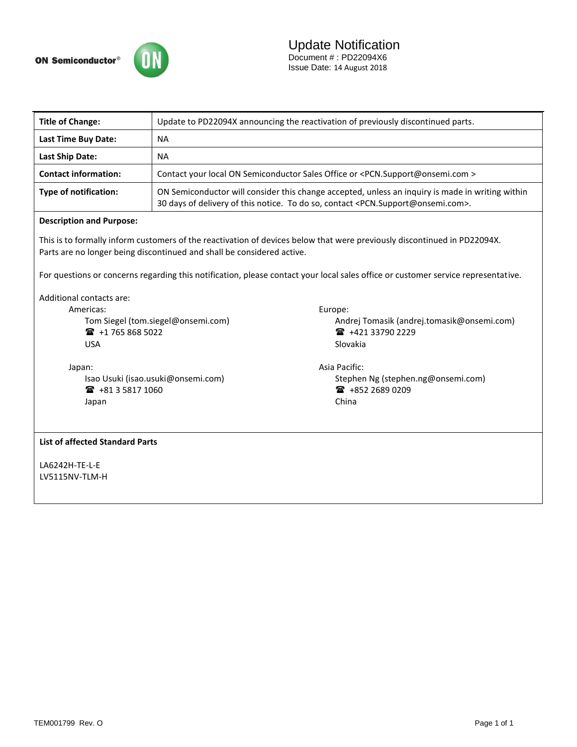ON Semiconductor®

# Update Notification

Document # : PD22094X6
Issue Date: 14 August 2018

| **Title of Change:** | Update to PD22094X announcing the reactivation of previously discontinued parts. |
|---|---|
| **Last Time Buy Date:** | NA |
| **Last Ship Date:** | NA |
| **Contact information:** | Contact your local ON Semiconductor Sales Office or <PCN.Support@onsemi.com > |
| **Type of notification:** | ON Semiconductor will consider this change accepted, unless an inquiry is made in writing within 30 days of delivery of this notice. To do so, contact <PCN.Support@onsemi.com>. |

**Description and Purpose:**

This is to formally inform customers of the reactivation of devices below that were previously discontinued in PD22094X.
Parts are no longer being discontinued and shall be considered active.

For questions or concerns regarding this notification, please contact your local sales office or customer service representative.

Additional contacts are:

Americas:
Tom Siegel (tom.siegel@onsemi.com)
☎ +1 765 868 5022
USA

Europe:
Andrej Tomasik (andrej.tomasik@onsemi.com)
☎ +421 33790 2229
Slovakia

Japan:
Isao Usuki (isao.usuki@onsemi.com)
☎ +81 3 5817 1060
Japan

Asia Pacific:
Stephen Ng (stephen.ng@onsemi.com)
☎ +852 2689 0209
China

**List of affected Standard Parts**

LA6242H-TE-L-E
LV5115NV-TLM-H

TEM001799 Rev. O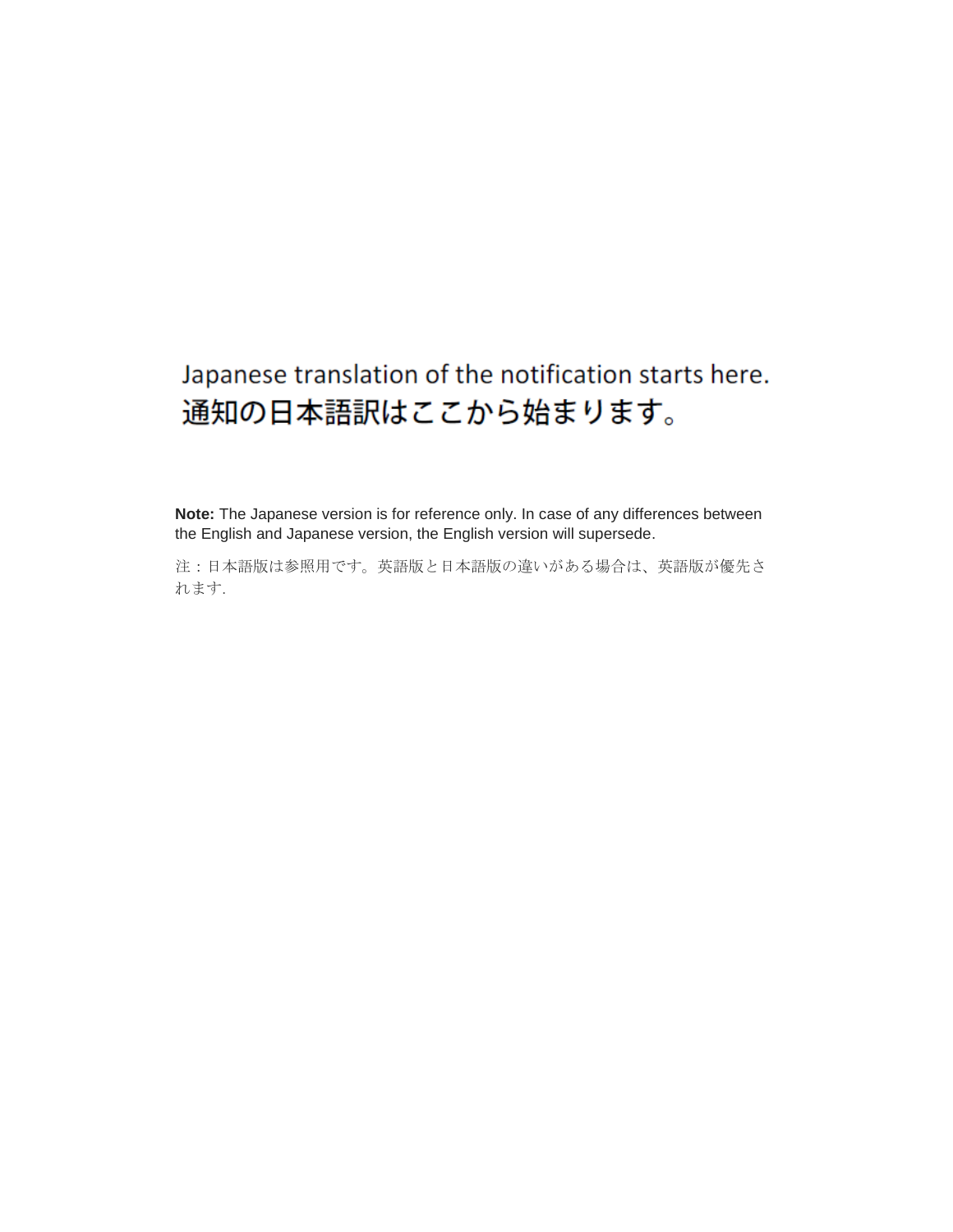Japanese translation of the notification starts here.
通知の日本語訳はここから始まります。

**Note:** The Japanese version is for reference only. In case of any differences between the English and Japanese version, the English version will supersede.

注：日本語版は参照用です。英語版と日本語版の違いがある場合は、英語版が優先されます.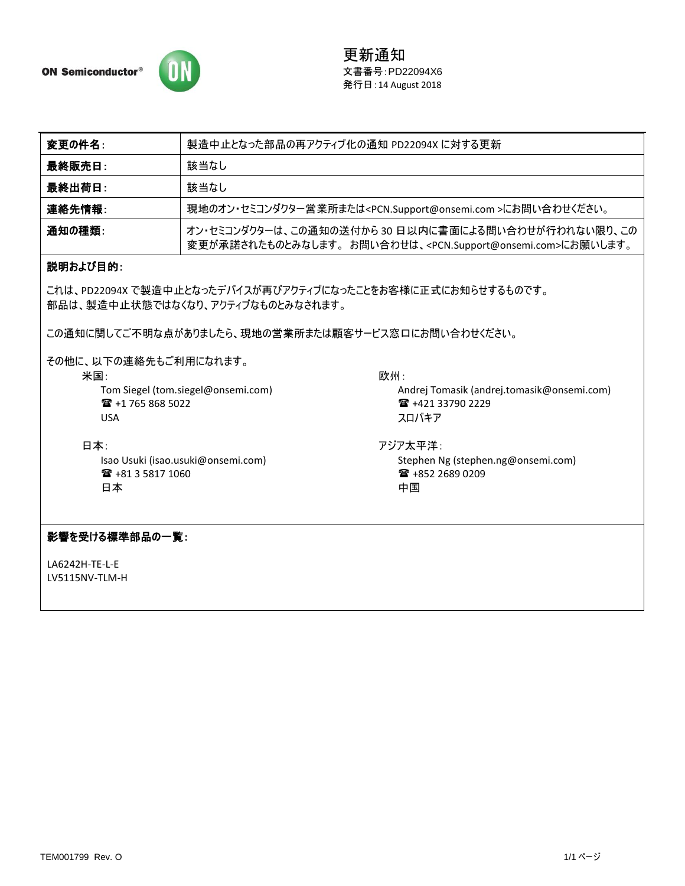ON Semiconductor®

# 更新通知

文書番号：PD22094X6
発行日：14 August 2018

| 変更の件名： | 製造中止となった部品の再アクティブ化の通知 PD22094X に対する更新 |
|---|---|
| 最終販売日： | 該当なし |
| 最終出荷日： | 該当なし |
| 連絡先情報： | 現地のオン・セミコンダクター営業所または<PCN.Support@onsemi.com >にお問い合わせください。 |
| 通知の種類： | オン・セミコンダクターは、この通知の送付から 30 日以内に書面による問い合わせが行われない限り、この変更が承諾されたものとみなします。 お問い合わせは、<PCN.Support@onsemi.com>にお願いします。 |

**説明および目的：**

これは、PD22094X で製造中止となったデバイスが再びアクティブになったことをお客様に正式にお知らせするものです。
部品は、製造中止状態ではなくなり、アクティブなものとみなされます。

この通知に関してご不明な点がありましたら、現地の営業所または顧客サービス窓口にお問い合わせください。

その他に、以下の連絡先もご利用になれます。

米国：
Tom Siegel (tom.siegel@onsemi.com)
☎ +1 765 868 5022
USA

欧州：
Andrej Tomasik (andrej.tomasik@onsemi.com)
☎ +421 33790 2229
スロバキア

日本：
Isao Usuki (isao.usuki@onsemi.com)
☎ +81 3 5817 1060
日本

アジア太平洋：
Stephen Ng (stephen.ng@onsemi.com)
☎ +852 2689 0209
中国

**影響を受ける標準部品の一覧：**

LA6242H-TE-L-E
LV5115NV-TLM-H

TEM001799 Rev. O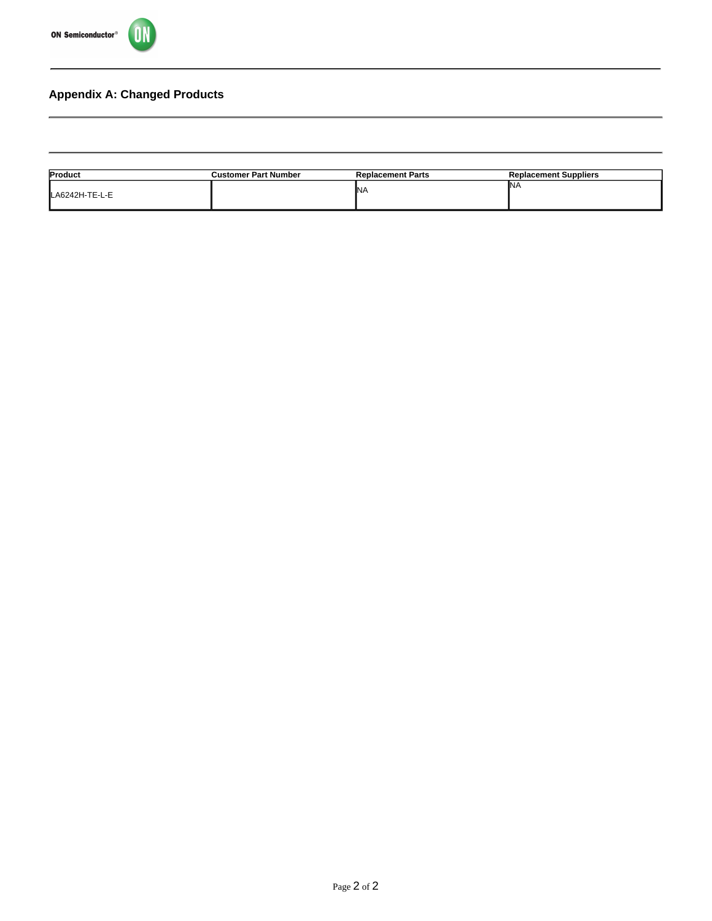## Appendix A: Changed Products

| Product | Customer Part Number | Replacement Parts | Replacement Suppliers |
|---|---|---|---|
| LA6242H-TE-L-E | | NA | NA |